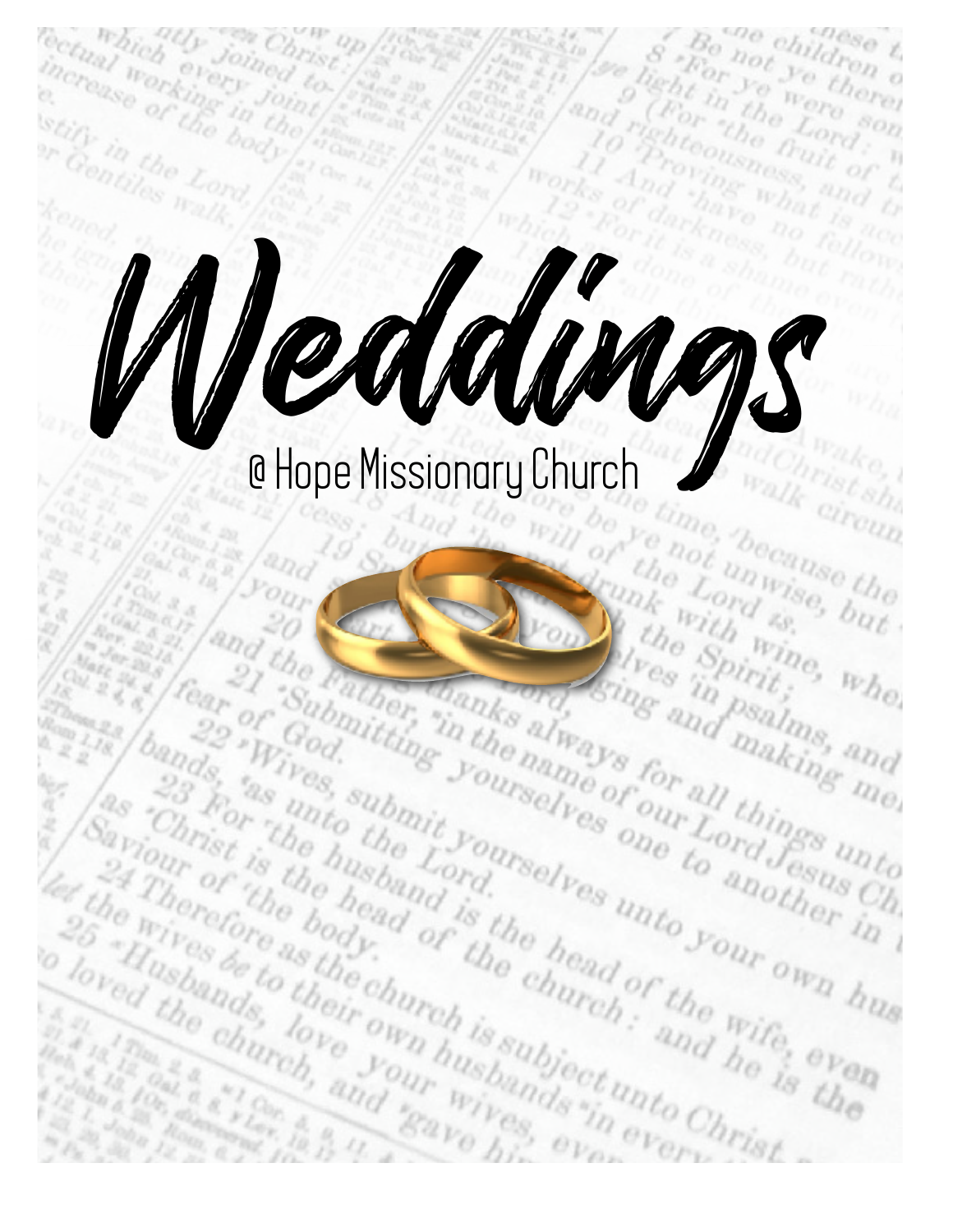# Weddings

@ Hope Missionary Church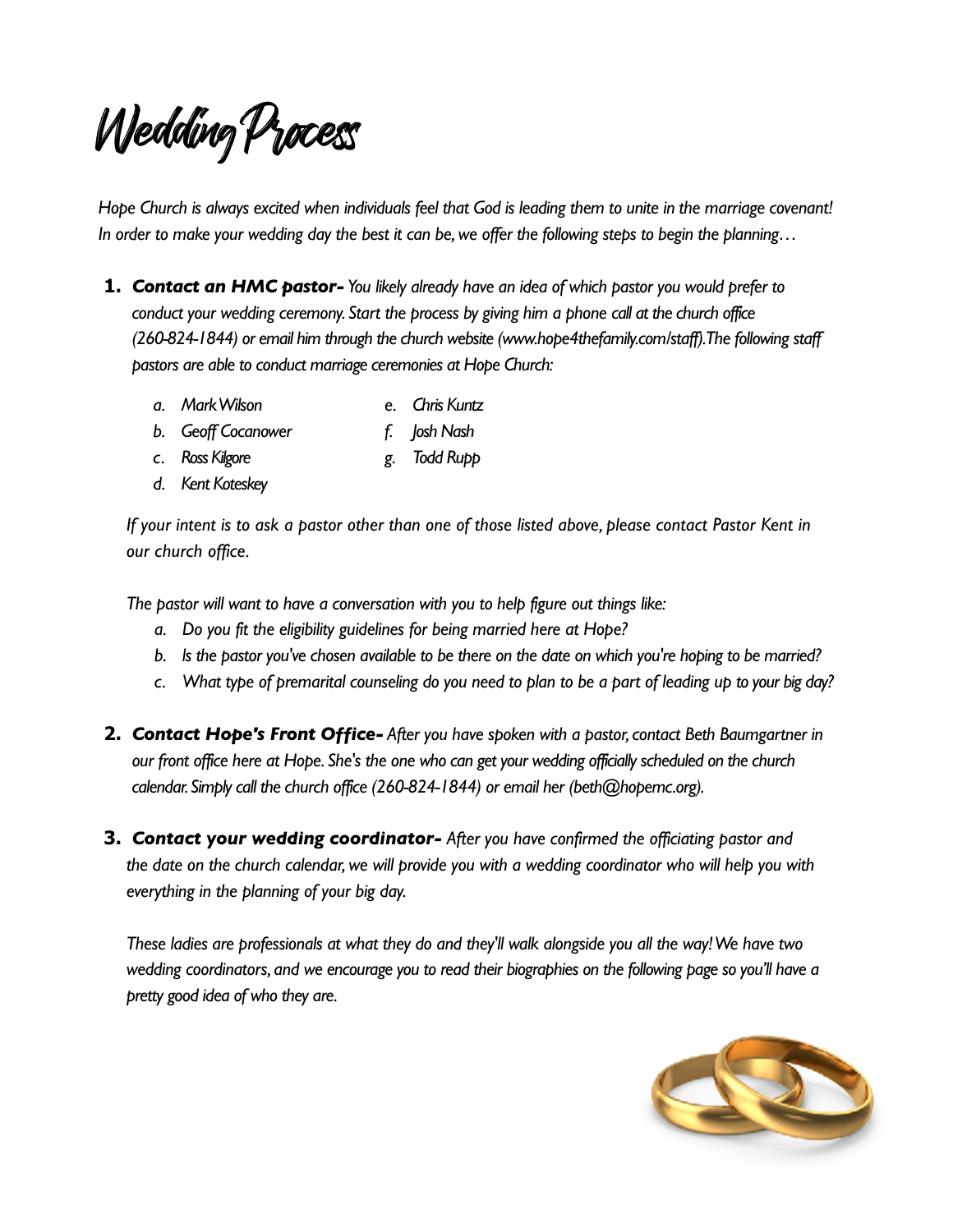# Wedding Process

*Hope Church is always excited when individuals feel that God is leading them to unite in the marriage covenant! In order to make your wedding day the best it can be, we offer the following steps to begin the planning…*

1. ***Contact an HMC pastor-*** *You likely already have an idea of which pastor you would prefer to conduct your wedding ceremony. Start the process by giving him a phone call at the church office (260-824-1844) or email him through the church website (www.hope4thefamily.com/staff). The following staff pastors are able to conduct marriage ceremonies at Hope Church:*

   a. *Mark Wilson*
   b. *Geoff Cocanower*
   c. *Ross Kilgore*
   d. *Kent Koteskey*
   e. *Chris Kuntz*
   f. *Josh Nash*
   g. *Todd Rupp*

   *If your intent is to ask a pastor other than one of those listed above, please contact Pastor Kent in our church office.*

   *The pastor will want to have a conversation with you to help figure out things like:*

   a. *Do you fit the eligibility guidelines for being married here at Hope?*
   b. *Is the pastor you've chosen available to be there on the date on which you're hoping to be married?*
   c. *What type of premarital counseling do you need to plan to be a part of leading up to your big day?*

2. ***Contact Hope's Front Office-*** *After you have spoken with a pastor, contact Beth Baumgartner in our front office here at Hope. She's the one who can get your wedding officially scheduled on the church calendar. Simply call the church office (260-824-1844) or email her (beth@hopemc.org).*

3. ***Contact your wedding coordinator-*** *After you have confirmed the officiating pastor and the date on the church calendar, we will provide you with a wedding coordinator who will help you with everything in the planning of your big day.*

   *These ladies are professionals at what they do and they'll walk alongside you all the way! We have two wedding coordinators, and we encourage you to read their biographies on the following page so you'll have a pretty good idea of who they are.*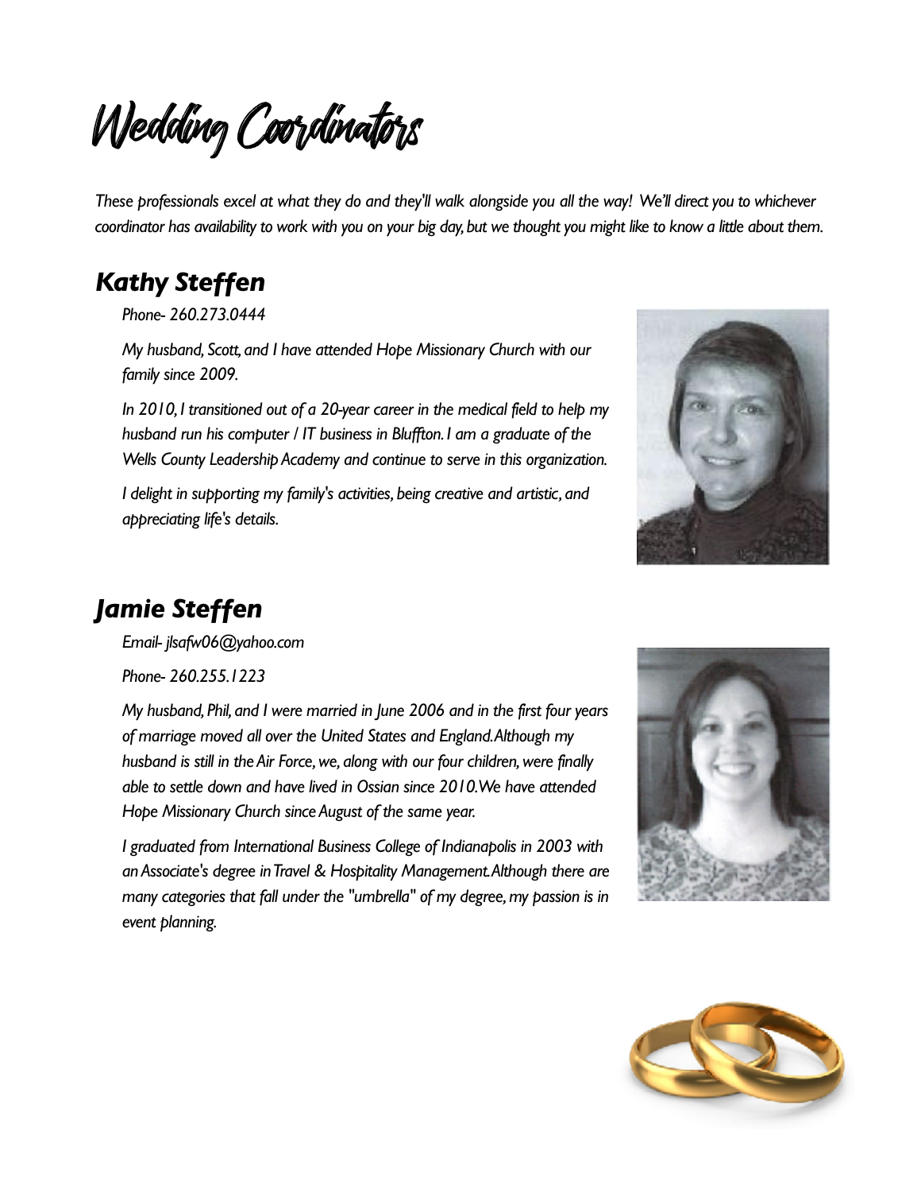# Wedding Coordinators

*These professionals excel at what they do and they'll walk alongside you all the way! We'll direct you to whichever coordinator has availability to work with you on your big day, but we thought you might like to know a little about them.*

## *Kathy Steffen*

*Phone- 260.273.0444*

*My husband, Scott, and I have attended Hope Missionary Church with our family since 2009.*

*In 2010, I transitioned out of a 20-year career in the medical field to help my husband run his computer / IT business in Bluffton. I am a graduate of the Wells County Leadership Academy and continue to serve in this organization.*

*I delight in supporting my family's activities, being creative and artistic, and appreciating life's details.*

## *Jamie Steffen*

*Email- jlsafw06@yahoo.com*

*Phone- 260.255.1223*

*My husband, Phil, and I were married in June 2006 and in the first four years of marriage moved all over the United States and England. Although my husband is still in the Air Force, we, along with our four children, were finally able to settle down and have lived in Ossian since 2010. We have attended Hope Missionary Church since August of the same year.*

*I graduated from International Business College of Indianapolis in 2003 with an Associate's degree in Travel & Hospitality Management. Although there are many categories that fall under the "umbrella" of my degree, my passion is in event planning.*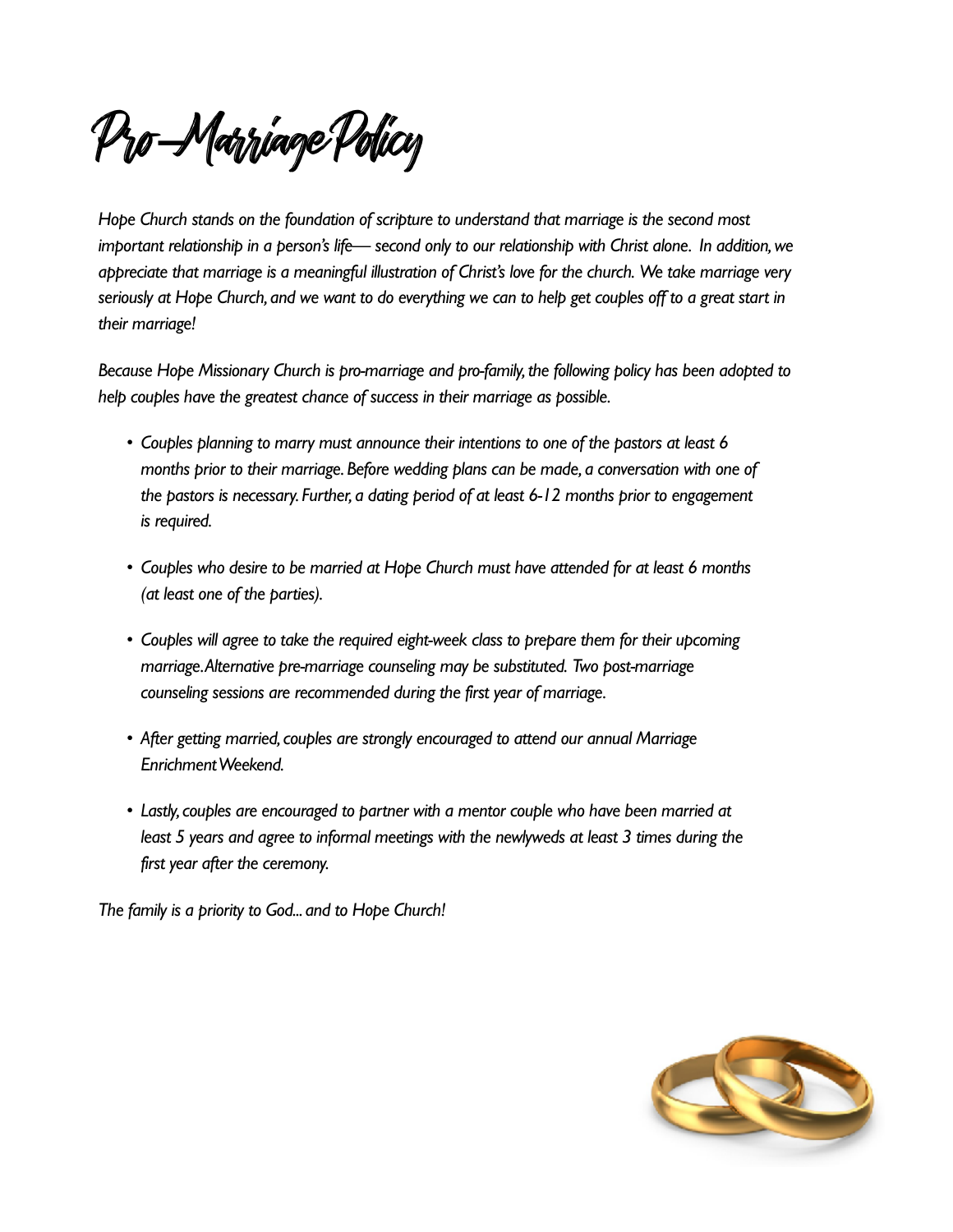# Pro-Marriage Policy

*Hope Church stands on the foundation of scripture to understand that marriage is the second most important relationship in a person's life— second only to our relationship with Christ alone. In addition, we appreciate that marriage is a meaningful illustration of Christ's love for the church. We take marriage very seriously at Hope Church, and we want to do everything we can to help get couples off to a great start in their marriage!*

*Because Hope Missionary Church is pro-marriage and pro-family, the following policy has been adopted to help couples have the greatest chance of success in their marriage as possible.*

- *Couples planning to marry must announce their intentions to one of the pastors at least 6 months prior to their marriage. Before wedding plans can be made, a conversation with one of the pastors is necessary. Further, a dating period of at least 6-12 months prior to engagement is required.*
- *Couples who desire to be married at Hope Church must have attended for at least 6 months (at least one of the parties).*
- *Couples will agree to take the required eight-week class to prepare them for their upcoming marriage. Alternative pre-marriage counseling may be substituted. Two post-marriage counseling sessions are recommended during the first year of marriage.*
- *After getting married, couples are strongly encouraged to attend our annual Marriage Enrichment Weekend.*
- *Lastly, couples are encouraged to partner with a mentor couple who have been married at least 5 years and agree to informal meetings with the newlyweds at least 3 times during the first year after the ceremony.*

*The family is a priority to God... and to Hope Church!*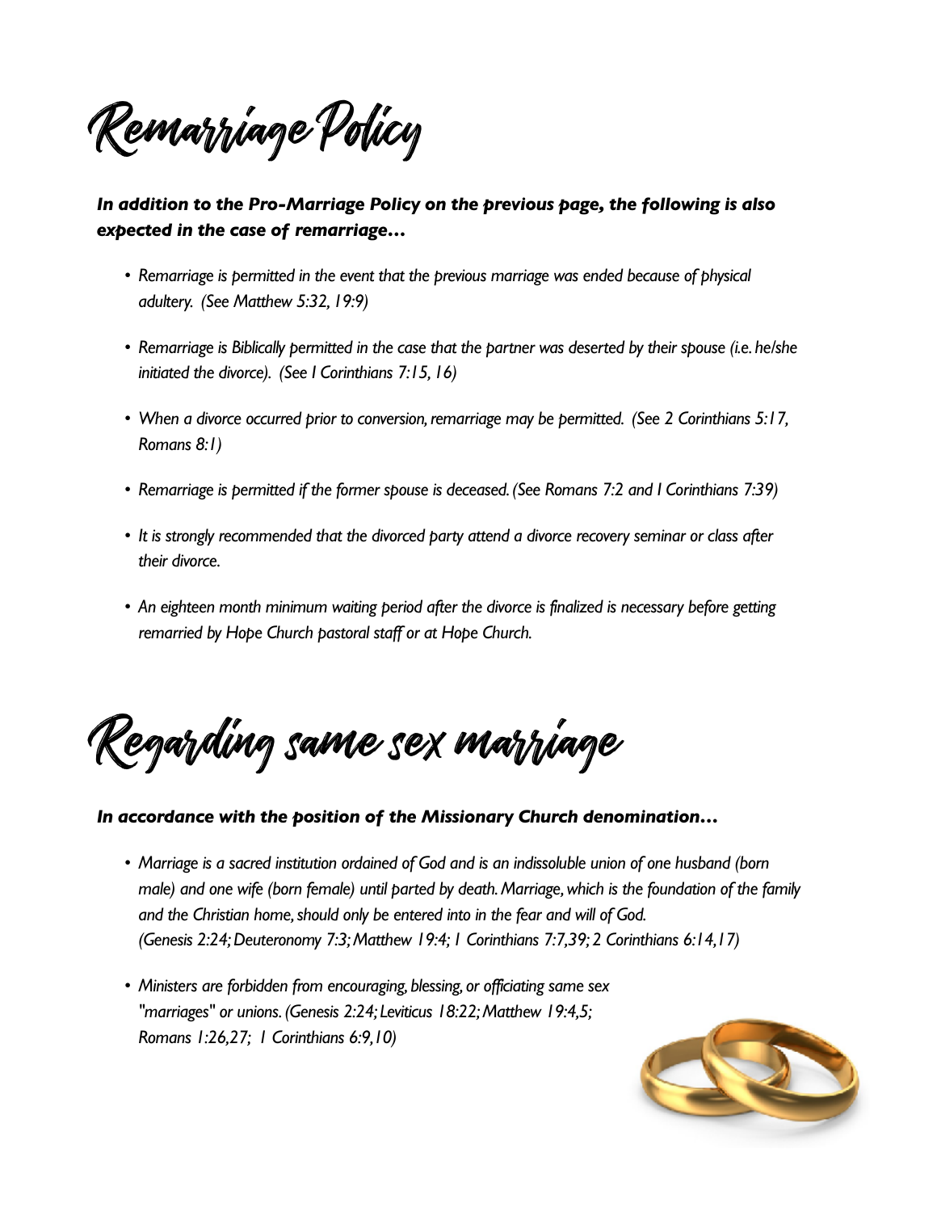# Remarriage Policy

***In addition to the Pro-Marriage Policy on the previous page, the following is also expected in the case of remarriage…***

- *Remarriage is permitted in the event that the previous marriage was ended because of physical adultery. (See Matthew 5:32, 19:9)*
- *Remarriage is Biblically permitted in the case that the partner was deserted by their spouse (i.e. he/she initiated the divorce). (See I Corinthians 7:15, 16)*
- *When a divorce occurred prior to conversion, remarriage may be permitted. (See 2 Corinthians 5:17, Romans 8:1)*
- *Remarriage is permitted if the former spouse is deceased. (See Romans 7:2 and I Corinthians 7:39)*
- *It is strongly recommended that the divorced party attend a divorce recovery seminar or class after their divorce.*
- *An eighteen month minimum waiting period after the divorce is finalized is necessary before getting remarried by Hope Church pastoral staff or at Hope Church.*

# Regarding same sex marriage

***In accordance with the position of the Missionary Church denomination…***

- *Marriage is a sacred institution ordained of God and is an indissoluble union of one husband (born male) and one wife (born female) until parted by death. Marriage, which is the foundation of the family and the Christian home, should only be entered into in the fear and will of God. (Genesis 2:24; Deuteronomy 7:3; Matthew 19:4; 1 Corinthians 7:7,39; 2 Corinthians 6:14,17)*
- *Ministers are forbidden from encouraging, blessing, or officiating same sex "marriages" or unions. (Genesis 2:24; Leviticus 18:22; Matthew 19:4,5; Romans 1:26,27; 1 Corinthians 6:9,10)*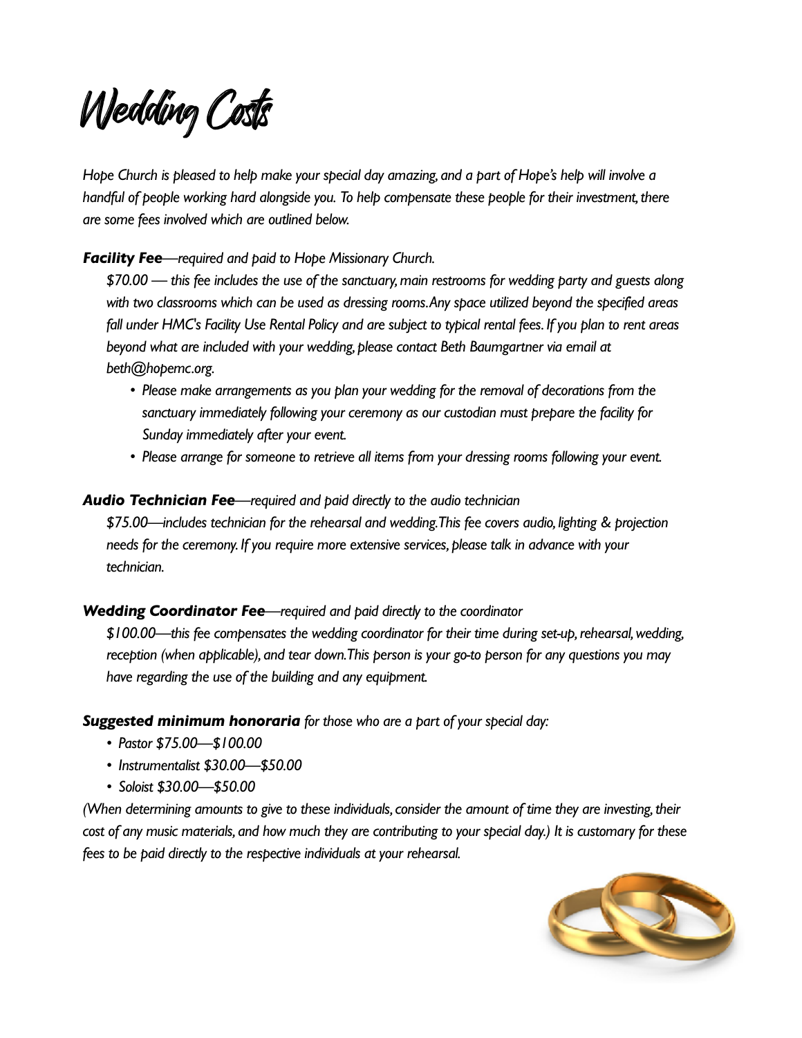# Wedding Costs

*Hope Church is pleased to help make your special day amazing, and a part of Hope's help will involve a handful of people working hard alongside you. To help compensate these people for their investment, there are some fees involved which are outlined below.*

***Facility Fee****—required and paid to Hope Missionary Church.*

*$70.00 — this fee includes the use of the sanctuary, main restrooms for wedding party and guests along with two classrooms which can be used as dressing rooms. Any space utilized beyond the specified areas fall under HMC's Facility Use Rental Policy and are subject to typical rental fees. If you plan to rent areas beyond what are included with your wedding, please contact Beth Baumgartner via email at beth@hopemc.org.*

- *Please make arrangements as you plan your wedding for the removal of decorations from the sanctuary immediately following your ceremony as our custodian must prepare the facility for Sunday immediately after your event.*
- *Please arrange for someone to retrieve all items from your dressing rooms following your event.*

***Audio Technician Fee****—required and paid directly to the audio technician*

*$75.00—includes technician for the rehearsal and wedding. This fee covers audio, lighting & projection needs for the ceremony. If you require more extensive services, please talk in advance with your technician.*

***Wedding Coordinator Fee****—required and paid directly to the coordinator*

*$100.00—this fee compensates the wedding coordinator for their time during set-up, rehearsal, wedding, reception (when applicable), and tear down. This person is your go-to person for any questions you may have regarding the use of the building and any equipment.*

***Suggested minimum honoraria*** *for those who are a part of your special day:*

- *Pastor $75.00—$100.00*
- *Instrumentalist $30.00—$50.00*
- *Soloist $30.00—$50.00*

*(When determining amounts to give to these individuals, consider the amount of time they are investing, their cost of any music materials, and how much they are contributing to your special day.) It is customary for these fees to be paid directly to the respective individuals at your rehearsal.*